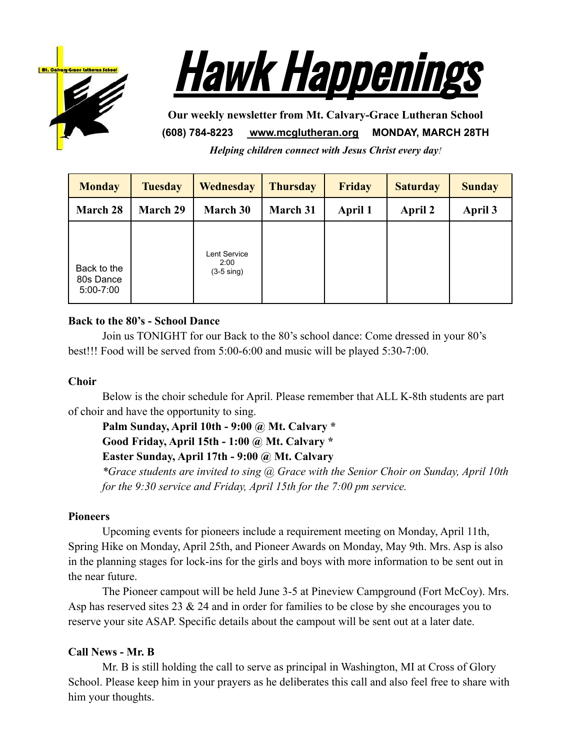# Hawk Happenings

**Our weekly newsletter from Mt. Calvary-Grace Lutheran School**

**(608) 784-8223 www.mcglutheran.org MONDAY, MARCH 28TH**

***Helping children connect with Jesus Christ every day!***

| Monday | Tuesday | Wednesday | Thursday | Friday | Saturday | Sunday |
|---|---|---|---|---|---|---|
| **March 28** | **March 29** | **March 30** | **March 31** | **April 1** | **April 2** | **April 3** |
| Back to the 80s Dance 5:00-7:00 | | Lent Service 2:00 (3-5 sing) | | | | |

**Back to the 80's - School Dance**

Join us TONIGHT for our Back to the 80's school dance: Come dressed in your 80's best!!! Food will be served from 5:00-6:00 and music will be played 5:30-7:00.

**Choir**

Below is the choir schedule for April. Please remember that ALL K-8th students are part of choir and have the opportunity to sing.

**Palm Sunday, April 10th - 9:00 @ Mt. Calvary \***
**Good Friday, April 15th - 1:00 @ Mt. Calvary \***
**Easter Sunday, April 17th - 9:00 @ Mt. Calvary**

*\*Grace students are invited to sing @ Grace with the Senior Choir on Sunday, April 10th for the 9:30 service and Friday, April 15th for the 7:00 pm service.*

**Pioneers**

Upcoming events for pioneers include a requirement meeting on Monday, April 11th, Spring Hike on Monday, April 25th, and Pioneer Awards on Monday, May 9th. Mrs. Asp is also in the planning stages for lock-ins for the girls and boys with more information to be sent out in the near future.

The Pioneer campout will be held June 3-5 at Pineview Campground (Fort McCoy). Mrs. Asp has reserved sites 23 & 24 and in order for families to be close by she encourages you to reserve your site ASAP. Specific details about the campout will be sent out at a later date.

**Call News - Mr. B**

Mr. B is still holding the call to serve as principal in Washington, MI at Cross of Glory School. Please keep him in your prayers as he deliberates this call and also feel free to share with him your thoughts.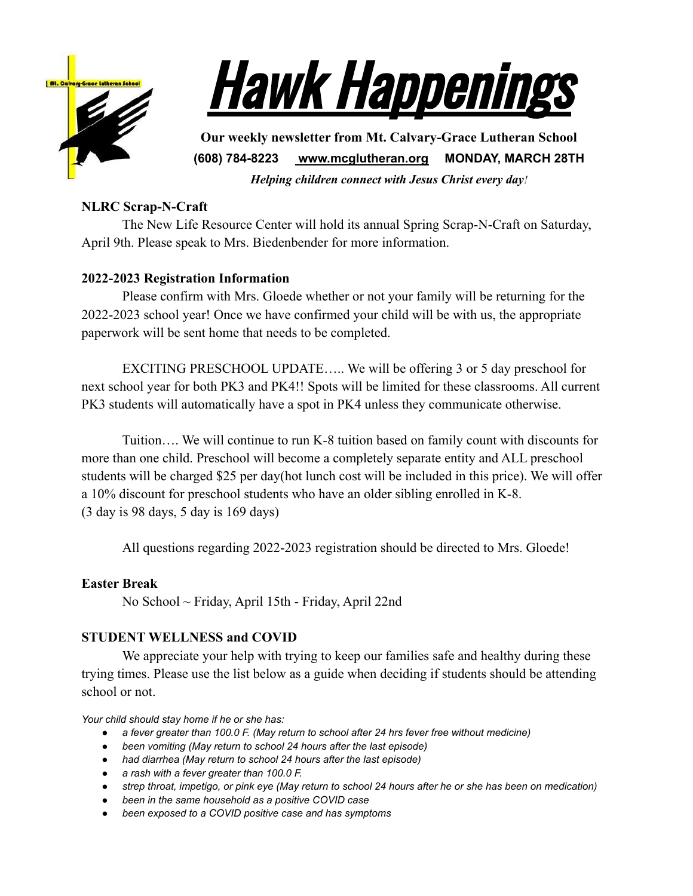# Hawk Happenings

**Our weekly newsletter from Mt. Calvary-Grace Lutheran School**

**(608) 784-8223 www.mcglutheran.org MONDAY, MARCH 28TH**

***Helping children connect with Jesus Christ every day!***

**NLRC Scrap-N-Craft**

The New Life Resource Center will hold its annual Spring Scrap-N-Craft on Saturday, April 9th. Please speak to Mrs. Biedenbender for more information.

**2022-2023 Registration Information**

Please confirm with Mrs. Gloede whether or not your family will be returning for the 2022-2023 school year! Once we have confirmed your child will be with us, the appropriate paperwork will be sent home that needs to be completed.

EXCITING PRESCHOOL UPDATE….. We will be offering 3 or 5 day preschool for next school year for both PK3 and PK4!! Spots will be limited for these classrooms. All current PK3 students will automatically have a spot in PK4 unless they communicate otherwise.

Tuition…. We will continue to run K-8 tuition based on family count with discounts for more than one child. Preschool will become a completely separate entity and ALL preschool students will be charged $25 per day(hot lunch cost will be included in this price). We will offer a 10% discount for preschool students who have an older sibling enrolled in K-8.
(3 day is 98 days, 5 day is 169 days)

All questions regarding 2022-2023 registration should be directed to Mrs. Gloede!

**Easter Break**

No School ~ Friday, April 15th - Friday, April 22nd

**STUDENT WELLNESS and COVID**

We appreciate your help with trying to keep our families safe and healthy during these trying times. Please use the list below as a guide when deciding if students should be attending school or not.

*Your child should stay home if he or she has:*

- *a fever greater than 100.0 F. (May return to school after 24 hrs fever free without medicine)*
- *been vomiting (May return to school 24 hours after the last episode)*
- *had diarrhea (May return to school 24 hours after the last episode)*
- *a rash with a fever greater than 100.0 F.*
- *strep throat, impetigo, or pink eye (May return to school 24 hours after he or she has been on medication)*
- *been in the same household as a positive COVID case*
- *been exposed to a COVID positive case and has symptoms*